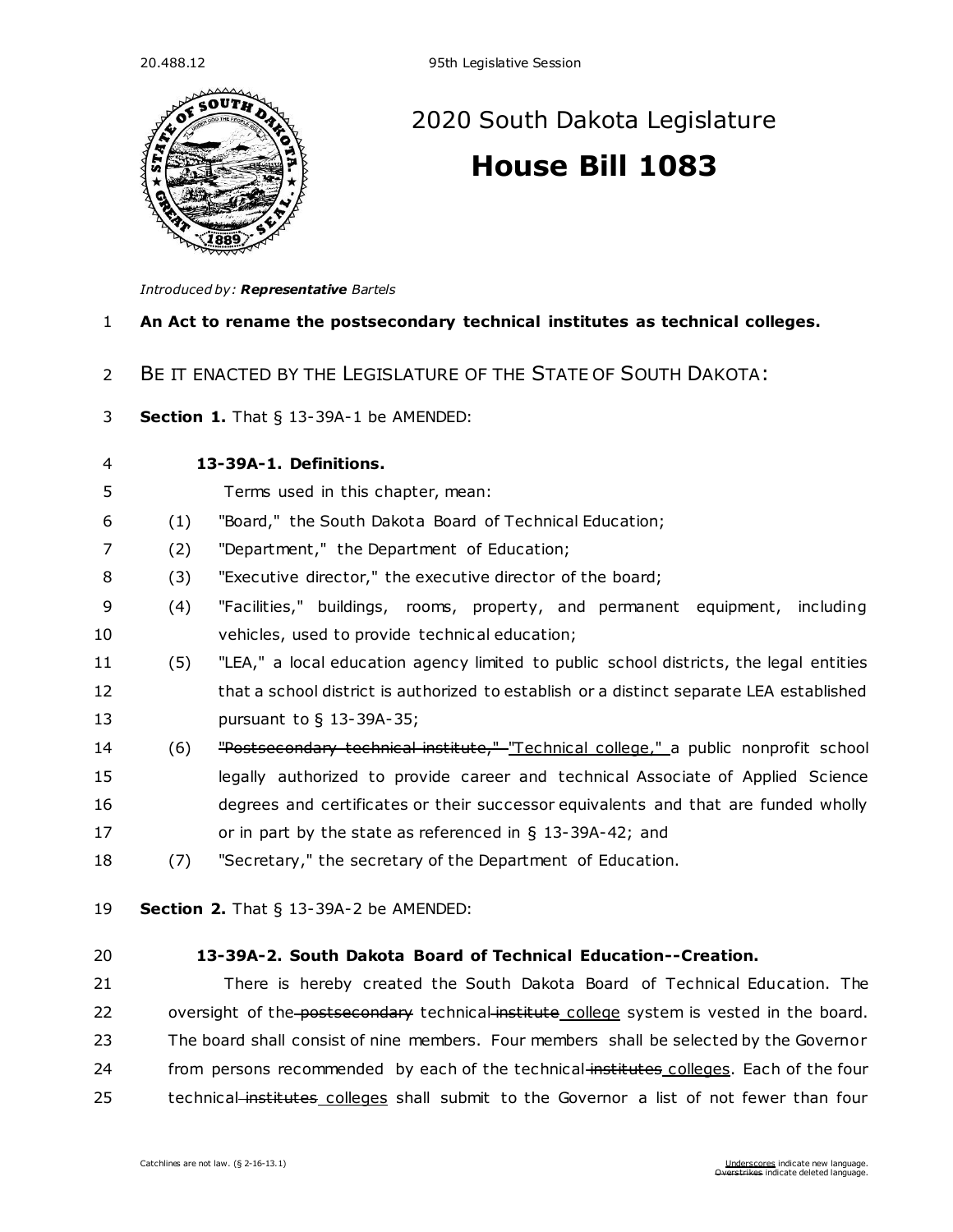20.488.12

95th Legislative Session

# 2020 South Dakota Legislature

## House Bill 1083

*Introduced by:* ***Representative*** *Bartels*

1 **An Act to rename the postsecondary technical institutes as technical colleges.**

2 BE IT ENACTED BY THE LEGISLATURE OF THE STATE OF SOUTH DAKOTA:

3 **Section 1.** That § 13-39A-1 be AMENDED:

4 **13-39A-1. Definitions.**

5 Terms used in this chapter, mean:

6 (1) "Board," the South Dakota Board of Technical Education;

7 (2) "Department," the Department of Education;

8 (3) "Executive director," the executive director of the board;

9 (4) "Facilities," buildings, rooms, property, and permanent equipment, including
10 vehicles, used to provide technical education;

11 (5) "LEA," a local education agency limited to public school districts, the legal entities
12 that a school district is authorized to establish or a distinct separate LEA established
13 pursuant to § 13-39A-35;

14 (6) ~~"Postsecondary technical institute,"~~ <u>"Technical college,"</u> a public nonprofit school
15 legally authorized to provide career and technical Associate of Applied Science
16 degrees and certificates or their successor equivalents and that are funded wholly
17 or in part by the state as referenced in § 13-39A-42; and

18 (7) "Secretary," the secretary of the Department of Education.

19 **Section 2.** That § 13-39A-2 be AMENDED:

20 **13-39A-2. South Dakota Board of Technical Education--Creation.**

21 There is hereby created the South Dakota Board of Technical Education. The
22 oversight of the ~~postsecondary~~ technical ~~institute~~ <u>college</u> system is vested in the board.
23 The board shall consist of nine members. Four members shall be selected by the Governor
24 from persons recommended by each of the technical ~~institutes~~ <u>colleges</u>. Each of the four
25 technical ~~institutes~~ <u>colleges</u> shall submit to the Governor a list of not fewer than four

Catchlines are not law. (§ 2-16-13.1)

<u>Underscores</u> indicate new language.
~~Overstrikes~~ indicate deleted language.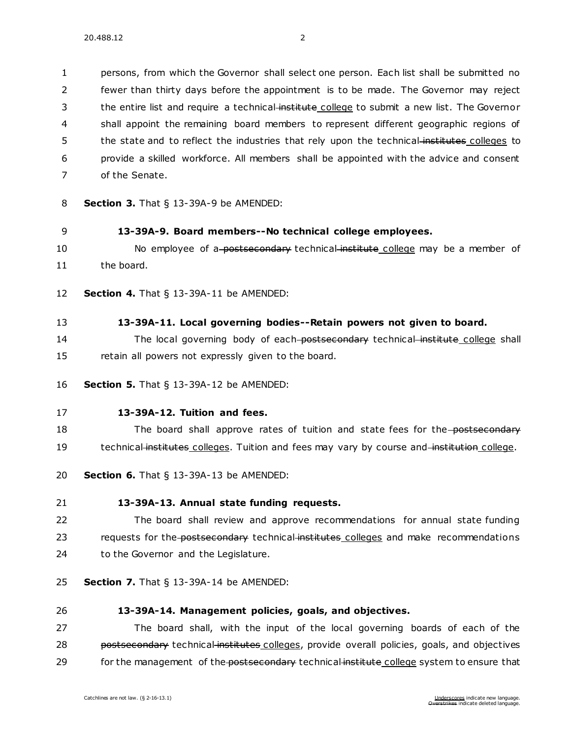persons, from which the Governor shall select one person. Each list shall be submitted no fewer than thirty days before the appointment is to be made. The Governor may reject the entire list and require a technical ~~institute~~ <u>college</u> to submit a new list. The Governor shall appoint the remaining board members to represent different geographic regions of the state and to reflect the industries that rely upon the technical ~~institutes~~ <u>colleges</u> to provide a skilled workforce. All members shall be appointed with the advice and consent of the Senate.

**Section 3.** That § 13-39A-9 be AMENDED:

**13-39A-9. Board members--No technical college employees.**

No employee of a ~~postsecondary~~ technical ~~institute~~ <u>college</u> may be a member of the board.

**Section 4.** That § 13-39A-11 be AMENDED:

**13-39A-11. Local governing bodies--Retain powers not given to board.**

The local governing body of each ~~postsecondary~~ technical ~~institute~~ <u>college</u> shall retain all powers not expressly given to the board.

**Section 5.** That § 13-39A-12 be AMENDED:

**13-39A-12. Tuition and fees.**

The board shall approve rates of tuition and state fees for the ~~postsecondary~~ technical ~~institutes~~ <u>colleges</u>. Tuition and fees may vary by course and ~~institution~~ <u>college</u>.

**Section 6.** That § 13-39A-13 be AMENDED:

**13-39A-13. Annual state funding requests.**

The board shall review and approve recommendations for annual state funding requests for the ~~postsecondary~~ technical ~~institutes~~ <u>colleges</u> and make recommendations to the Governor and the Legislature.

**Section 7.** That § 13-39A-14 be AMENDED:

**13-39A-14. Management policies, goals, and objectives.**

The board shall, with the input of the local governing boards of each of the ~~postsecondary~~ technical ~~institutes~~ <u>colleges</u>, provide overall policies, goals, and objectives for the management of the ~~postsecondary~~ technical ~~institute~~ <u>college</u> system to ensure that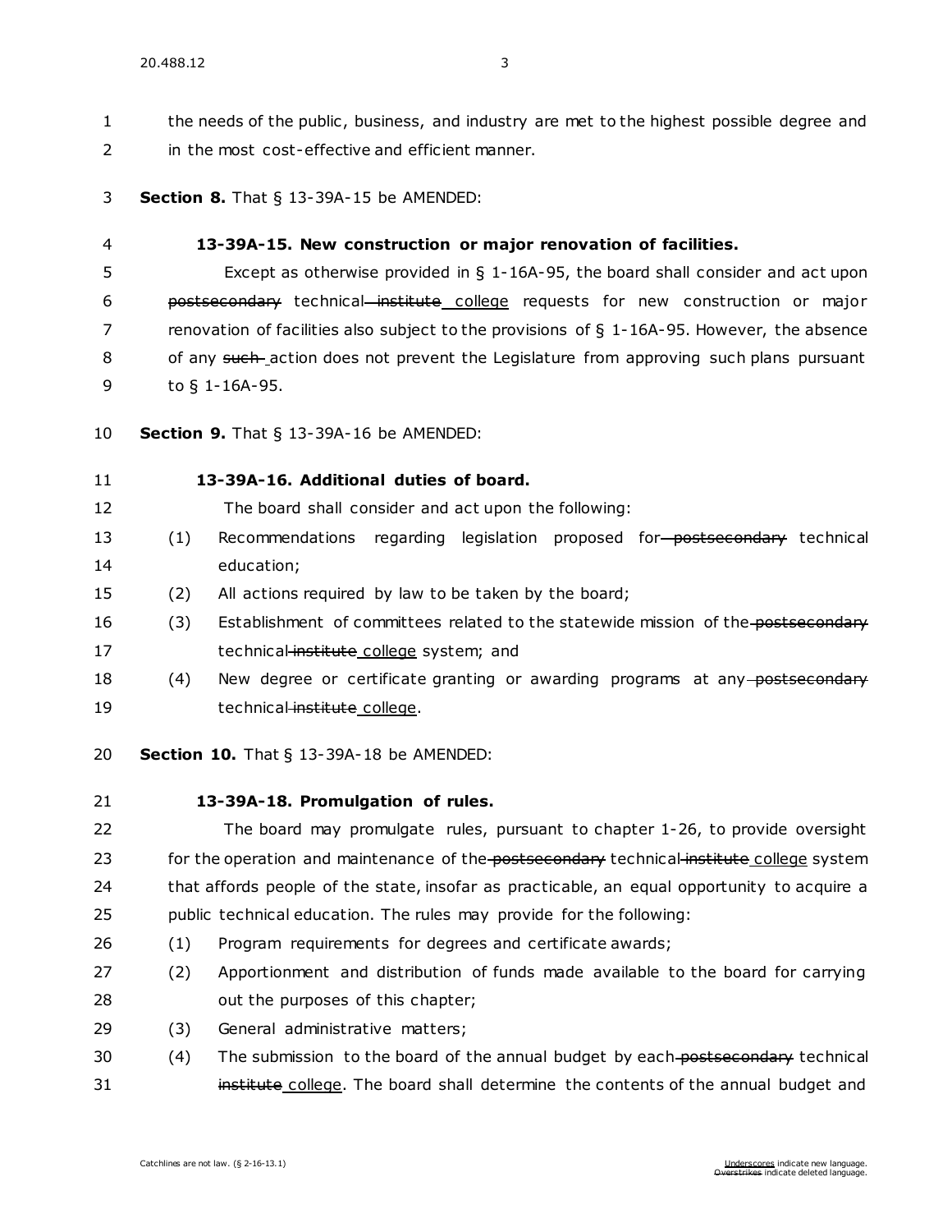the needs of the public, business, and industry are met to the highest possible degree and in the most cost-effective and efficient manner.

**Section 8.** That § 13-39A-15 be AMENDED:

**13-39A-15. New construction or major renovation of facilities.**

Except as otherwise provided in § 1-16A-95, the board shall consider and act upon ~~postsecondary~~ technical ~~institute~~ college requests for new construction or major renovation of facilities also subject to the provisions of § 1-16A-95. However, the absence of any ~~such~~ action does not prevent the Legislature from approving such plans pursuant to § 1-16A-95.

**Section 9.** That § 13-39A-16 be AMENDED:

**13-39A-16. Additional duties of board.**

The board shall consider and act upon the following:

(1) Recommendations regarding legislation proposed for ~~postsecondary~~ technical education;

(2) All actions required by law to be taken by the board;

(3) Establishment of committees related to the statewide mission of the ~~postsecondary~~ technical ~~institute~~ college system; and

(4) New degree or certificate granting or awarding programs at any ~~postsecondary~~ technical ~~institute~~ college.

**Section 10.** That § 13-39A-18 be AMENDED:

**13-39A-18. Promulgation of rules.**

The board may promulgate rules, pursuant to chapter 1-26, to provide oversight for the operation and maintenance of the ~~postsecondary~~ technical ~~institute~~ college system that affords people of the state, insofar as practicable, an equal opportunity to acquire a public technical education. The rules may provide for the following:

(1) Program requirements for degrees and certificate awards;

(2) Apportionment and distribution of funds made available to the board for carrying out the purposes of this chapter;

(3) General administrative matters;

(4) The submission to the board of the annual budget by each ~~postsecondary~~ technical ~~institute~~ college. The board shall determine the contents of the annual budget and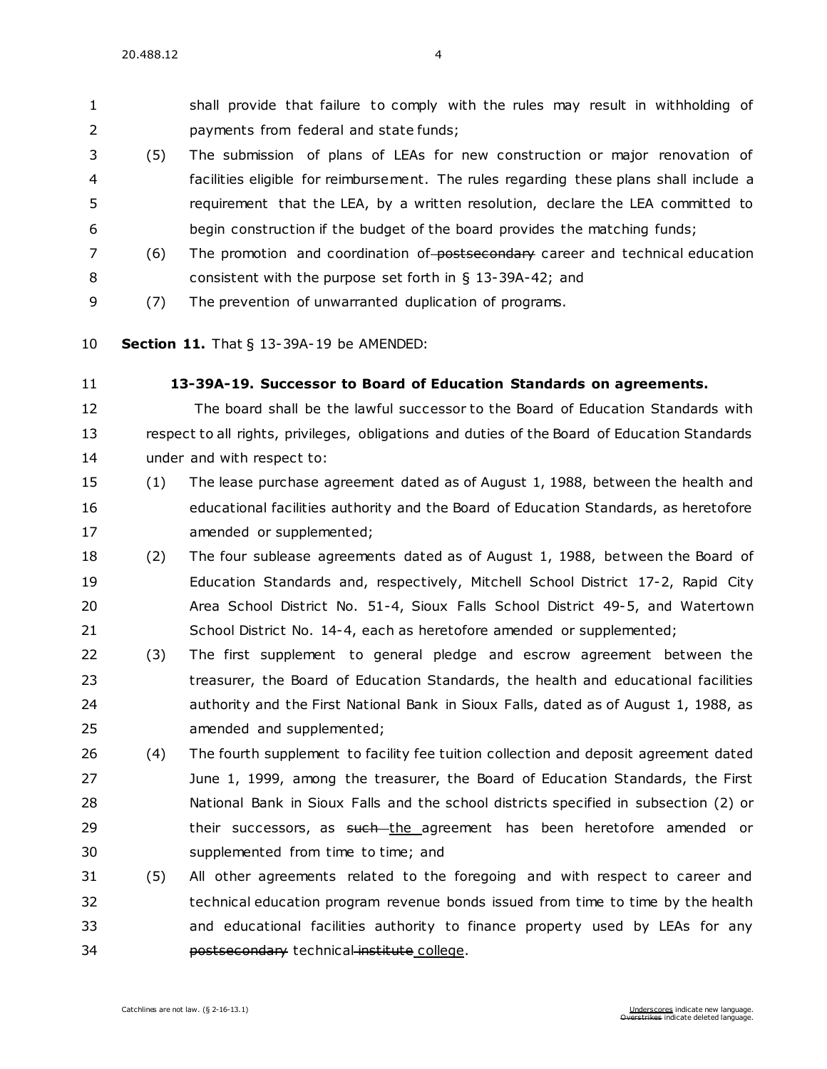shall provide that failure to comply with the rules may result in withholding of payments from federal and state funds;

(5) The submission of plans of LEAs for new construction or major renovation of facilities eligible for reimbursement. The rules regarding these plans shall include a requirement that the LEA, by a written resolution, declare the LEA committed to begin construction if the budget of the board provides the matching funds;

(6) The promotion and coordination of ~~postsecondary~~ career and technical education consistent with the purpose set forth in § 13-39A-42; and

(7) The prevention of unwarranted duplication of programs.

**Section 11.** That § 13-39A-19 be AMENDED:

**13-39A-19. Successor to Board of Education Standards on agreements.**

The board shall be the lawful successor to the Board of Education Standards with respect to all rights, privileges, obligations and duties of the Board of Education Standards under and with respect to:

(1) The lease purchase agreement dated as of August 1, 1988, between the health and educational facilities authority and the Board of Education Standards, as heretofore amended or supplemented;

(2) The four sublease agreements dated as of August 1, 1988, between the Board of Education Standards and, respectively, Mitchell School District 17-2, Rapid City Area School District No. 51-4, Sioux Falls School District 49-5, and Watertown School District No. 14-4, each as heretofore amended or supplemented;

(3) The first supplement to general pledge and escrow agreement between the treasurer, the Board of Education Standards, the health and educational facilities authority and the First National Bank in Sioux Falls, dated as of August 1, 1988, as amended and supplemented;

(4) The fourth supplement to facility fee tuition collection and deposit agreement dated June 1, 1999, among the treasurer, the Board of Education Standards, the First National Bank in Sioux Falls and the school districts specified in subsection (2) or their successors, as ~~such~~ <u>the</u> agreement has been heretofore amended or supplemented from time to time; and

(5) All other agreements related to the foregoing and with respect to career and technical education program revenue bonds issued from time to time by the health and educational facilities authority to finance property used by LEAs for any ~~postsecondary~~ technical ~~institute~~ <u>college</u>.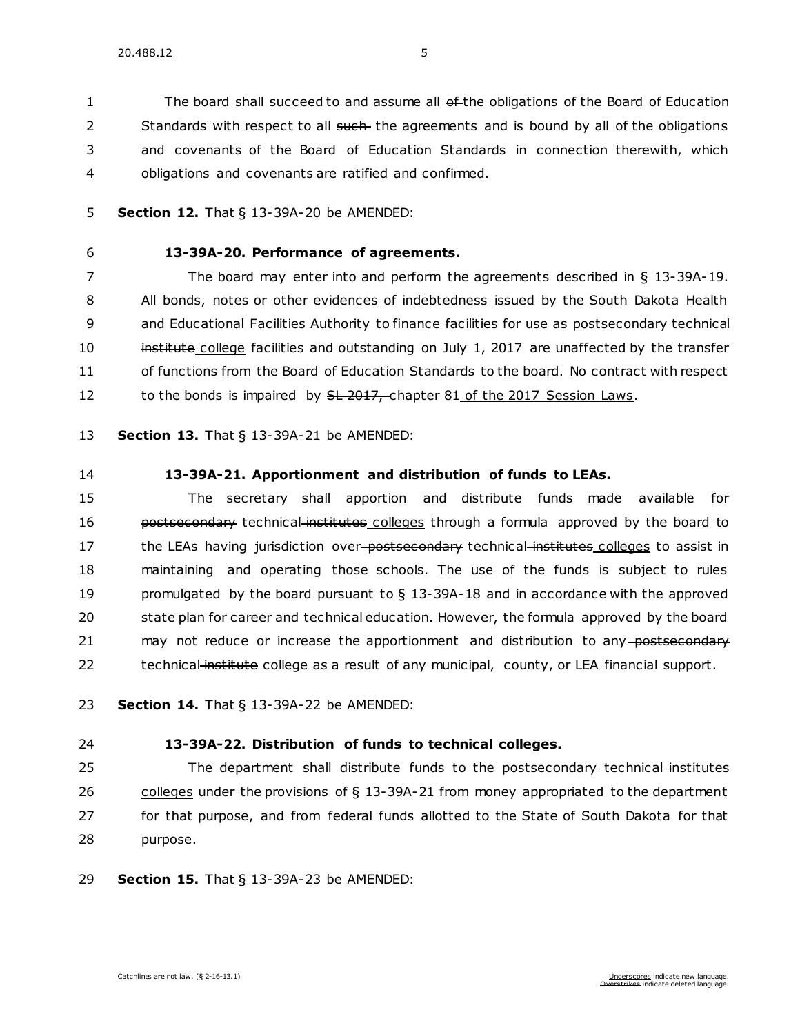The board shall succeed to and assume all ~~of~~ the obligations of the Board of Education Standards with respect to all ~~such~~ <u>the</u> agreements and is bound by all of the obligations and covenants of the Board of Education Standards in connection therewith, which obligations and covenants are ratified and confirmed.

**Section 12.** That § 13-39A-20 be AMENDED:

**13-39A-20. Performance of agreements.**

The board may enter into and perform the agreements described in § 13-39A-19. All bonds, notes or other evidences of indebtedness issued by the South Dakota Health and Educational Facilities Authority to finance facilities for use as ~~postsecondary~~ technical ~~institute~~ <u>college</u> facilities and outstanding on July 1, 2017 are unaffected by the transfer of functions from the Board of Education Standards to the board. No contract with respect to the bonds is impaired by ~~SL 2017,~~ chapter 81 <u>of the 2017 Session Laws</u>.

**Section 13.** That § 13-39A-21 be AMENDED:

**13-39A-21. Apportionment and distribution of funds to LEAs.**

The secretary shall apportion and distribute funds made available for ~~postsecondary~~ technical ~~institutes~~ <u>colleges</u> through a formula approved by the board to the LEAs having jurisdiction over ~~postsecondary~~ technical ~~institutes~~ <u>colleges</u> to assist in maintaining and operating those schools. The use of the funds is subject to rules promulgated by the board pursuant to § 13-39A-18 and in accordance with the approved state plan for career and technical education. However, the formula approved by the board may not reduce or increase the apportionment and distribution to any ~~postsecondary~~ technical ~~institute~~ <u>college</u> as a result of any municipal, county, or LEA financial support.

**Section 14.** That § 13-39A-22 be AMENDED:

**13-39A-22. Distribution of funds to technical colleges.**

The department shall distribute funds to the ~~postsecondary~~ technical ~~institutes~~ <u>colleges</u> under the provisions of § 13-39A-21 from money appropriated to the department for that purpose, and from federal funds allotted to the State of South Dakota for that purpose.

**Section 15.** That § 13-39A-23 be AMENDED: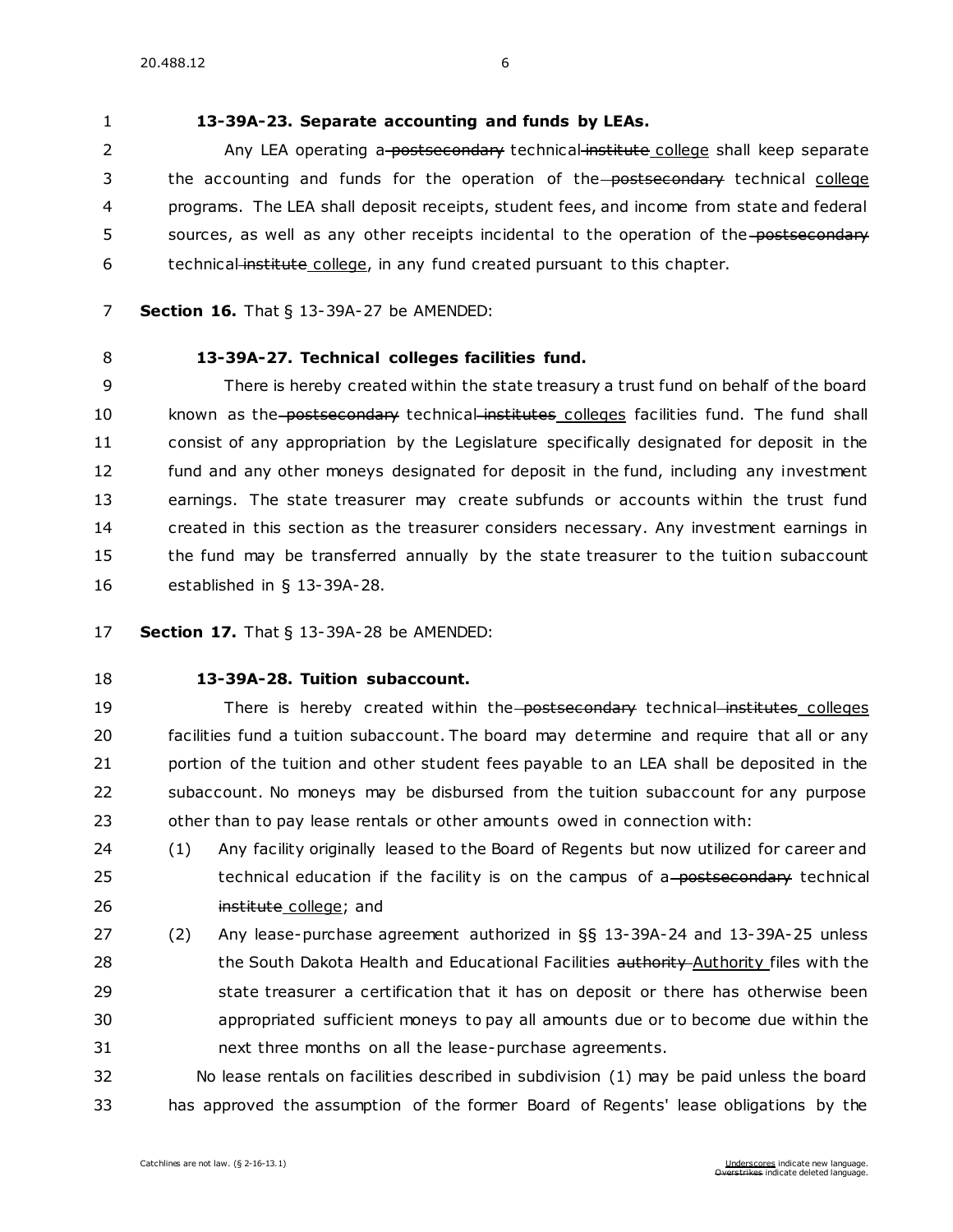**13-39A-23. Separate accounting and funds by LEAs.**

Any LEA operating a ~~postsecondary~~ technical ~~institute~~ college shall keep separate the accounting and funds for the operation of the ~~postsecondary~~ technical college programs. The LEA shall deposit receipts, student fees, and income from state and federal sources, as well as any other receipts incidental to the operation of the ~~postsecondary~~ technical ~~institute~~ college, in any fund created pursuant to this chapter.

**Section 16.** That § 13-39A-27 be AMENDED:

**13-39A-27. Technical colleges facilities fund.**

There is hereby created within the state treasury a trust fund on behalf of the board known as the ~~postsecondary~~ technical ~~institutes~~ colleges facilities fund. The fund shall consist of any appropriation by the Legislature specifically designated for deposit in the fund and any other moneys designated for deposit in the fund, including any investment earnings. The state treasurer may create subfunds or accounts within the trust fund created in this section as the treasurer considers necessary. Any investment earnings in the fund may be transferred annually by the state treasurer to the tuition subaccount established in § 13-39A-28.

**Section 17.** That § 13-39A-28 be AMENDED:

**13-39A-28. Tuition subaccount.**

There is hereby created within the ~~postsecondary~~ technical ~~institutes~~ colleges facilities fund a tuition subaccount. The board may determine and require that all or any portion of the tuition and other student fees payable to an LEA shall be deposited in the subaccount. No moneys may be disbursed from the tuition subaccount for any purpose other than to pay lease rentals or other amounts owed in connection with:

(1) Any facility originally leased to the Board of Regents but now utilized for career and technical education if the facility is on the campus of a ~~postsecondary~~ technical ~~institute~~ college; and

(2) Any lease-purchase agreement authorized in §§ 13-39A-24 and 13-39A-25 unless the South Dakota Health and Educational Facilities ~~authority~~ Authority files with the state treasurer a certification that it has on deposit or there has otherwise been appropriated sufficient moneys to pay all amounts due or to become due within the next three months on all the lease-purchase agreements.

No lease rentals on facilities described in subdivision (1) may be paid unless the board has approved the assumption of the former Board of Regents' lease obligations by the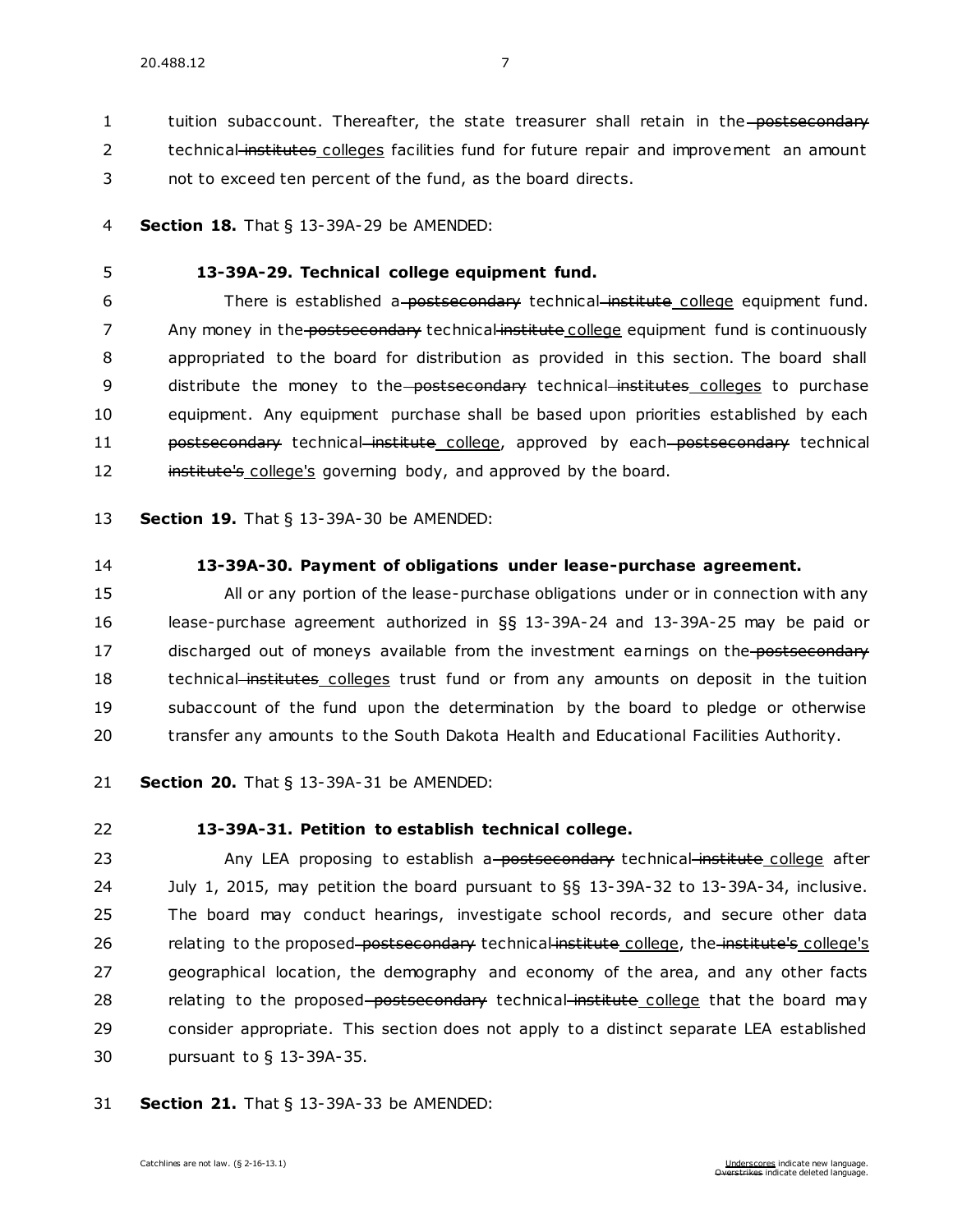tuition subaccount. Thereafter, the state treasurer shall retain in the ~~postsecondary~~ technical ~~institutes~~ colleges facilities fund for future repair and improvement an amount not to exceed ten percent of the fund, as the board directs.

**Section 18.** That § 13-39A-29 be AMENDED:

**13-39A-29. Technical college equipment fund.**

There is established a ~~postsecondary~~ technical ~~institute~~ college equipment fund. Any money in the ~~postsecondary~~ technical ~~institute~~ college equipment fund is continuously appropriated to the board for distribution as provided in this section. The board shall distribute the money to the ~~postsecondary~~ technical ~~institutes~~ colleges to purchase equipment. Any equipment purchase shall be based upon priorities established by each ~~postsecondary~~ technical ~~institute~~ college, approved by each ~~postsecondary~~ technical ~~institute's~~ college's governing body, and approved by the board.

**Section 19.** That § 13-39A-30 be AMENDED:

**13-39A-30. Payment of obligations under lease-purchase agreement.**

All or any portion of the lease-purchase obligations under or in connection with any lease-purchase agreement authorized in §§ 13-39A-24 and 13-39A-25 may be paid or discharged out of moneys available from the investment earnings on the ~~postsecondary~~ technical ~~institutes~~ colleges trust fund or from any amounts on deposit in the tuition subaccount of the fund upon the determination by the board to pledge or otherwise transfer any amounts to the South Dakota Health and Educational Facilities Authority.

**Section 20.** That § 13-39A-31 be AMENDED:

**13-39A-31. Petition to establish technical college.**

Any LEA proposing to establish a ~~postsecondary~~ technical ~~institute~~ college after July 1, 2015, may petition the board pursuant to §§ 13-39A-32 to 13-39A-34, inclusive. The board may conduct hearings, investigate school records, and secure other data relating to the proposed ~~postsecondary~~ technical ~~institute~~ college, the ~~institute's~~ college's geographical location, the demography and economy of the area, and any other facts relating to the proposed ~~postsecondary~~ technical ~~institute~~ college that the board may consider appropriate. This section does not apply to a distinct separate LEA established pursuant to § 13-39A-35.

**Section 21.** That § 13-39A-33 be AMENDED: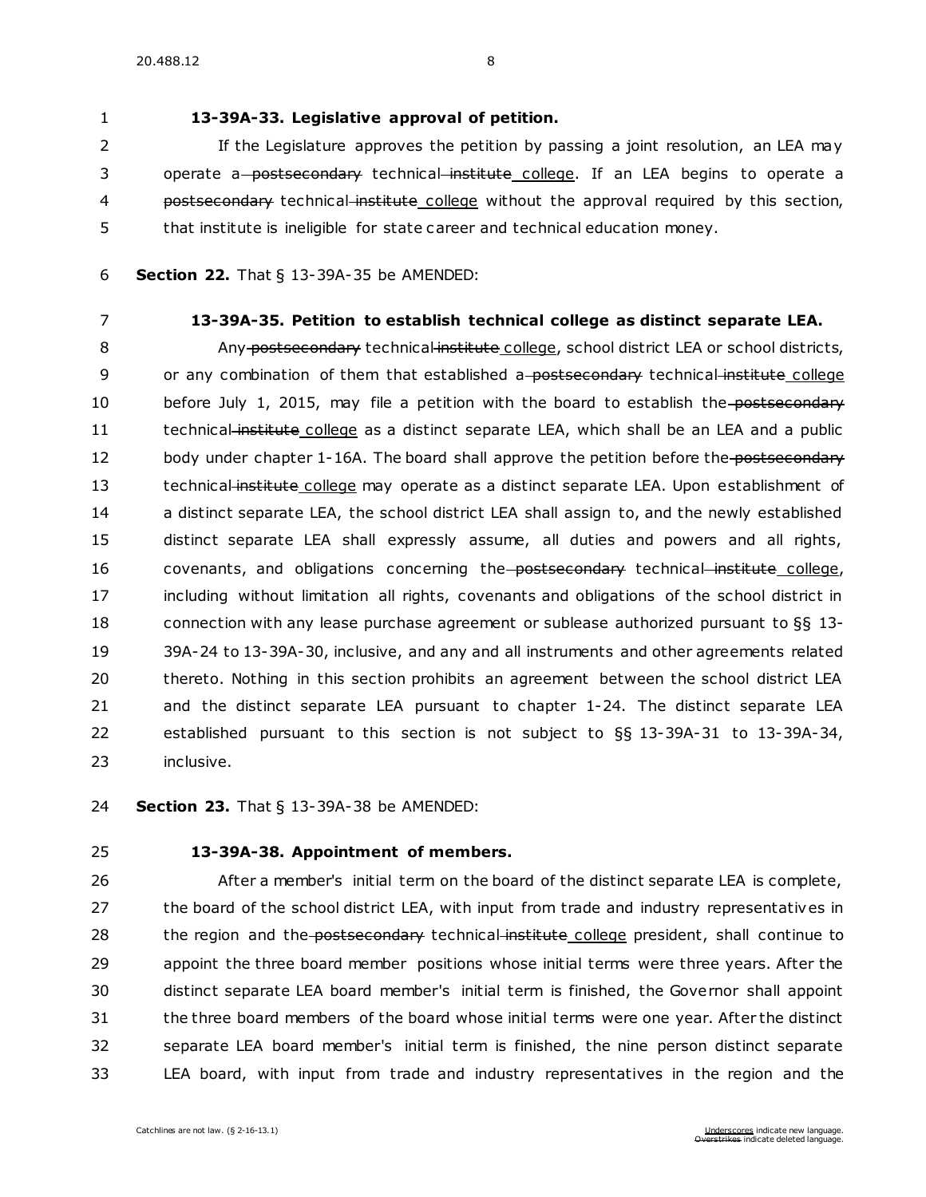**13-39A-33. Legislative approval of petition.**

If the Legislature approves the petition by passing a joint resolution, an LEA may operate a ~~postsecondary~~ technical ~~institute~~ college. If an LEA begins to operate a ~~postsecondary~~ technical ~~institute~~ college without the approval required by this section, that institute is ineligible for state career and technical education money.

**Section 22.** That § 13-39A-35 be AMENDED:

**13-39A-35. Petition to establish technical college as distinct separate LEA.**

Any ~~postsecondary~~ technical ~~institute~~ college, school district LEA or school districts, or any combination of them that established a ~~postsecondary~~ technical ~~institute~~ college before July 1, 2015, may file a petition with the board to establish the ~~postsecondary~~ technical ~~institute~~ college as a distinct separate LEA, which shall be an LEA and a public body under chapter 1-16A. The board shall approve the petition before the ~~postsecondary~~ technical ~~institute~~ college may operate as a distinct separate LEA. Upon establishment of a distinct separate LEA, the school district LEA shall assign to, and the newly established distinct separate LEA shall expressly assume, all duties and powers and all rights, covenants, and obligations concerning the ~~postsecondary~~ technical ~~institute~~ college, including without limitation all rights, covenants and obligations of the school district in connection with any lease purchase agreement or sublease authorized pursuant to §§ 13-39A-24 to 13-39A-30, inclusive, and any and all instruments and other agreements related thereto. Nothing in this section prohibits an agreement between the school district LEA and the distinct separate LEA pursuant to chapter 1-24. The distinct separate LEA established pursuant to this section is not subject to §§ 13-39A-31 to 13-39A-34, inclusive.

**Section 23.** That § 13-39A-38 be AMENDED:

**13-39A-38. Appointment of members.**

After a member's initial term on the board of the distinct separate LEA is complete, the board of the school district LEA, with input from trade and industry representatives in the region and the ~~postsecondary~~ technical ~~institute~~ college president, shall continue to appoint the three board member positions whose initial terms were three years. After the distinct separate LEA board member's initial term is finished, the Governor shall appoint the three board members of the board whose initial terms were one year. After the distinct separate LEA board member's initial term is finished, the nine person distinct separate LEA board, with input from trade and industry representatives in the region and the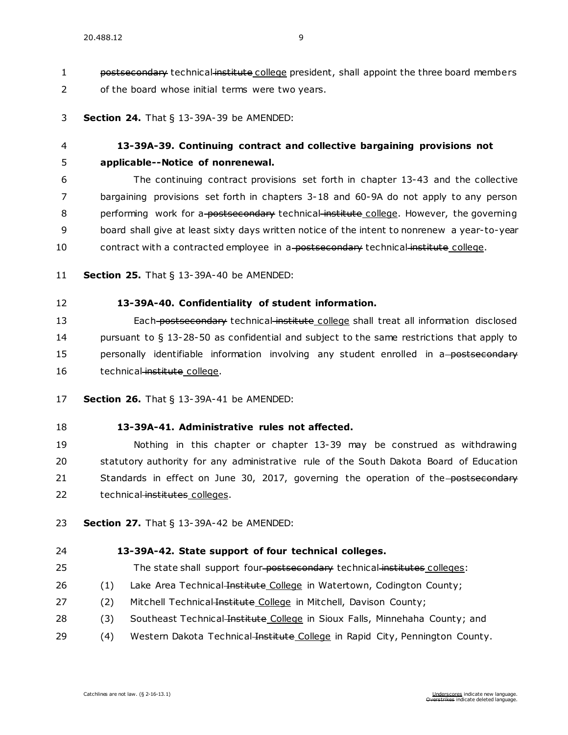~~postsecondary~~ technical ~~institute~~ <u>college</u> president, shall appoint the three board members of the board whose initial terms were two years.

**Section 24.** That § 13-39A-39 be AMENDED:

**13-39A-39. Continuing contract and collective bargaining provisions not applicable--Notice of nonrenewal.**

The continuing contract provisions set forth in chapter 13-43 and the collective bargaining provisions set forth in chapters 3-18 and 60-9A do not apply to any person performing work for a ~~postsecondary~~ technical ~~institute~~ <u>college</u>. However, the governing board shall give at least sixty days written notice of the intent to nonrenew a year-to-year contract with a contracted employee in a ~~postsecondary~~ technical ~~institute~~ <u>college</u>.

**Section 25.** That § 13-39A-40 be AMENDED:

**13-39A-40. Confidentiality of student information.**

Each ~~postsecondary~~ technical ~~institute~~ <u>college</u> shall treat all information disclosed pursuant to § 13-28-50 as confidential and subject to the same restrictions that apply to personally identifiable information involving any student enrolled in a ~~postsecondary~~ technical ~~institute~~ <u>college</u>.

**Section 26.** That § 13-39A-41 be AMENDED:

**13-39A-41. Administrative rules not affected.**

Nothing in this chapter or chapter 13-39 may be construed as withdrawing statutory authority for any administrative rule of the South Dakota Board of Education Standards in effect on June 30, 2017, governing the operation of the ~~postsecondary~~ technical ~~institutes~~ <u>colleges</u>.

**Section 27.** That § 13-39A-42 be AMENDED:

**13-39A-42. State support of four technical colleges.**

The state shall support four ~~postsecondary~~ technical ~~institutes~~ <u>colleges</u>:

(1) Lake Area Technical ~~Institute~~ <u>College</u> in Watertown, Codington County;

(2) Mitchell Technical ~~Institute~~ <u>College</u> in Mitchell, Davison County;

(3) Southeast Technical ~~Institute~~ <u>College</u> in Sioux Falls, Minnehaha County; and

(4) Western Dakota Technical ~~Institute~~ <u>College</u> in Rapid City, Pennington County.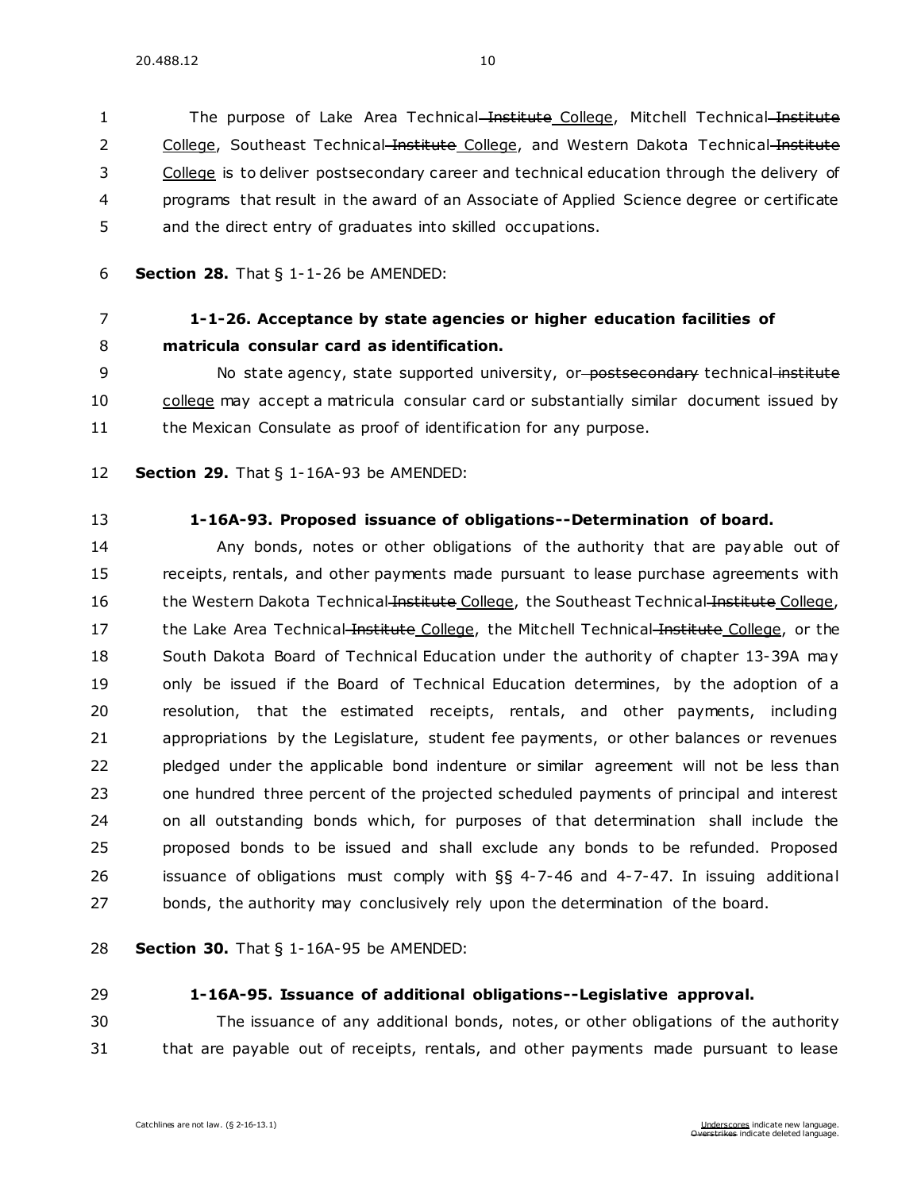The purpose of Lake Area Technical ~~Institute~~ <u>College</u>, Mitchell Technical ~~Institute~~ <u>College</u>, Southeast Technical ~~Institute~~ <u>College</u>, and Western Dakota Technical ~~Institute~~ <u>College</u> is to deliver postsecondary career and technical education through the delivery of programs that result in the award of an Associate of Applied Science degree or certificate and the direct entry of graduates into skilled occupations.

**Section 28.** That § 1-1-26 be AMENDED:

**1-1-26. Acceptance by state agencies or higher education facilities of matricula consular card as identification.**

No state agency, state supported university, or ~~postsecondary~~ technical ~~institute~~ <u>college</u> may accept a matricula consular card or substantially similar document issued by the Mexican Consulate as proof of identification for any purpose.

**Section 29.** That § 1-16A-93 be AMENDED:

**1-16A-93. Proposed issuance of obligations--Determination of board.**

Any bonds, notes or other obligations of the authority that are payable out of receipts, rentals, and other payments made pursuant to lease purchase agreements with the Western Dakota Technical ~~Institute~~ <u>College</u>, the Southeast Technical ~~Institute~~ <u>College</u>, the Lake Area Technical ~~Institute~~ <u>College</u>, the Mitchell Technical ~~Institute~~ <u>College</u>, or the South Dakota Board of Technical Education under the authority of chapter 13-39A may only be issued if the Board of Technical Education determines, by the adoption of a resolution, that the estimated receipts, rentals, and other payments, including appropriations by the Legislature, student fee payments, or other balances or revenues pledged under the applicable bond indenture or similar agreement will not be less than one hundred three percent of the projected scheduled payments of principal and interest on all outstanding bonds which, for purposes of that determination shall include the proposed bonds to be issued and shall exclude any bonds to be refunded. Proposed issuance of obligations must comply with §§ 4-7-46 and 4-7-47. In issuing additional bonds, the authority may conclusively rely upon the determination of the board.

**Section 30.** That § 1-16A-95 be AMENDED:

**1-16A-95. Issuance of additional obligations--Legislative approval.**

The issuance of any additional bonds, notes, or other obligations of the authority that are payable out of receipts, rentals, and other payments made pursuant to lease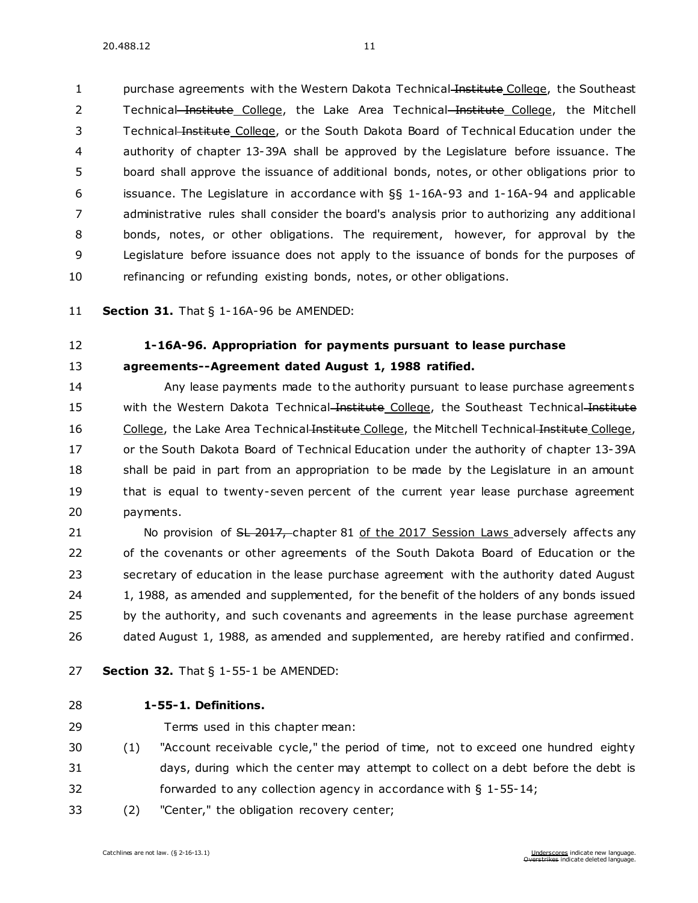purchase agreements with the Western Dakota Technical ~~Institute~~ College, the Southeast Technical ~~Institute~~ College, the Lake Area Technical ~~Institute~~ College, the Mitchell Technical ~~Institute~~ College, or the South Dakota Board of Technical Education under the authority of chapter 13-39A shall be approved by the Legislature before issuance. The board shall approve the issuance of additional bonds, notes, or other obligations prior to issuance. The Legislature in accordance with §§ 1-16A-93 and 1-16A-94 and applicable administrative rules shall consider the board's analysis prior to authorizing any additional bonds, notes, or other obligations. The requirement, however, for approval by the Legislature before issuance does not apply to the issuance of bonds for the purposes of refinancing or refunding existing bonds, notes, or other obligations.

**Section 31.** That § 1-16A-96 be AMENDED:

**1-16A-96. Appropriation for payments pursuant to lease purchase agreements--Agreement dated August 1, 1988 ratified.**

Any lease payments made to the authority pursuant to lease purchase agreements with the Western Dakota Technical ~~Institute~~ College, the Southeast Technical ~~Institute~~ College, the Lake Area Technical ~~Institute~~ College, the Mitchell Technical ~~Institute~~ College, or the South Dakota Board of Technical Education under the authority of chapter 13-39A shall be paid in part from an appropriation to be made by the Legislature in an amount that is equal to twenty-seven percent of the current year lease purchase agreement payments.

No provision of ~~SL 2017,~~ chapter 81 of the 2017 Session Laws adversely affects any of the covenants or other agreements of the South Dakota Board of Education or the secretary of education in the lease purchase agreement with the authority dated August 1, 1988, as amended and supplemented, for the benefit of the holders of any bonds issued by the authority, and such covenants and agreements in the lease purchase agreement dated August 1, 1988, as amended and supplemented, are hereby ratified and confirmed.

**Section 32.** That § 1-55-1 be AMENDED:

**1-55-1. Definitions.**

Terms used in this chapter mean:

(1) "Account receivable cycle," the period of time, not to exceed one hundred eighty days, during which the center may attempt to collect on a debt before the debt is forwarded to any collection agency in accordance with § 1-55-14;

(2) "Center," the obligation recovery center;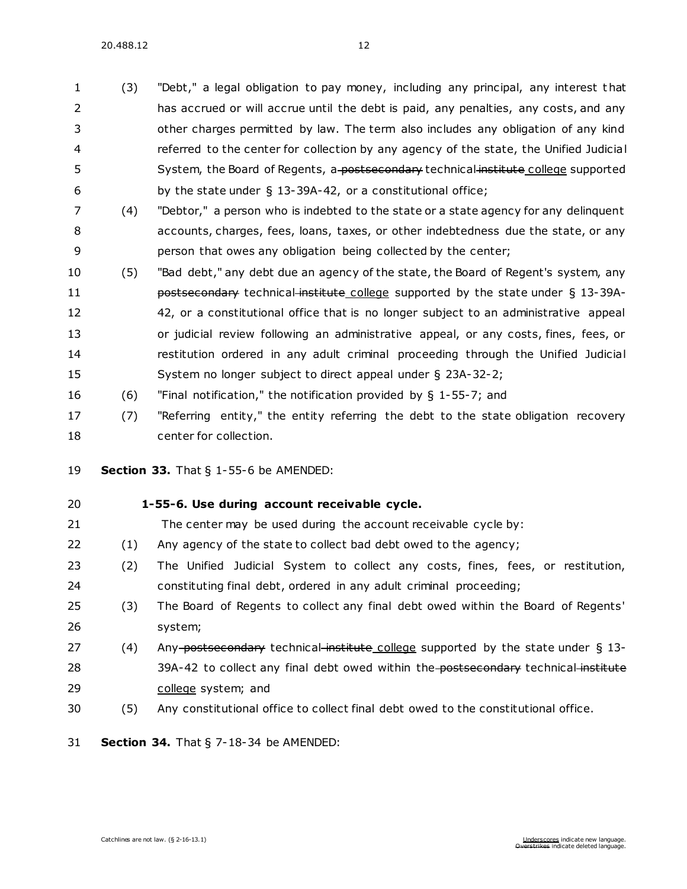(3) "Debt," a legal obligation to pay money, including any principal, any interest that has accrued or will accrue until the debt is paid, any penalties, any costs, and any other charges permitted by law. The term also includes any obligation of any kind referred to the center for collection by any agency of the state, the Unified Judicial System, the Board of Regents, a ~~postsecondary~~ technical ~~institute~~ college supported by the state under § 13-39A-42, or a constitutional office;

(4) "Debtor," a person who is indebted to the state or a state agency for any delinquent accounts, charges, fees, loans, taxes, or other indebtedness due the state, or any person that owes any obligation being collected by the center;

(5) "Bad debt," any debt due an agency of the state, the Board of Regent's system, any ~~postsecondary~~ technical ~~institute~~ college supported by the state under § 13-39A-42, or a constitutional office that is no longer subject to an administrative appeal or judicial review following an administrative appeal, or any costs, fines, fees, or restitution ordered in any adult criminal proceeding through the Unified Judicial System no longer subject to direct appeal under § 23A-32-2;

(6) "Final notification," the notification provided by § 1-55-7; and

(7) "Referring entity," the entity referring the debt to the state obligation recovery center for collection.

**Section 33.** That § 1-55-6 be AMENDED:

**1-55-6. Use during account receivable cycle.**

The center may be used during the account receivable cycle by:

(1) Any agency of the state to collect bad debt owed to the agency;

(2) The Unified Judicial System to collect any costs, fines, fees, or restitution, constituting final debt, ordered in any adult criminal proceeding;

(3) The Board of Regents to collect any final debt owed within the Board of Regents' system;

(4) Any ~~postsecondary~~ technical ~~institute~~ college supported by the state under § 13-39A-42 to collect any final debt owed within the ~~postsecondary~~ technical ~~institute~~ college system; and

(5) Any constitutional office to collect final debt owed to the constitutional office.

**Section 34.** That § 7-18-34 be AMENDED: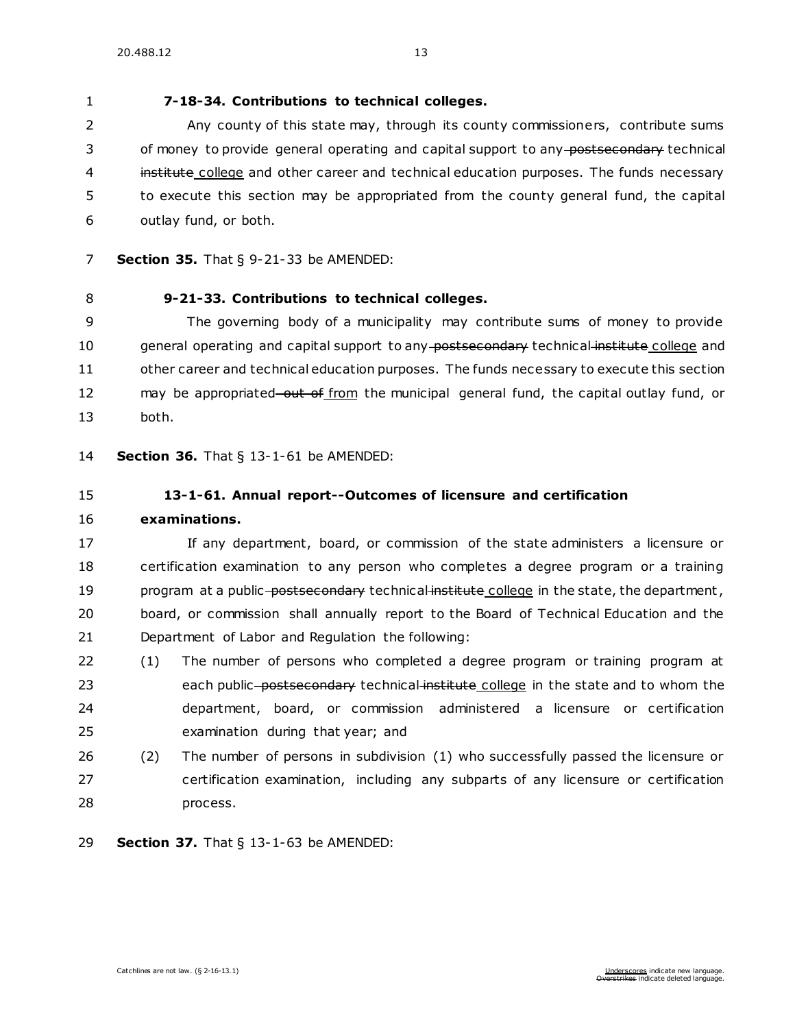**7-18-34. Contributions to technical colleges.**

Any county of this state may, through its county commissioners, contribute sums of money to provide general operating and capital support to any ~~postsecondary~~ technical ~~institute~~ <u>college</u> and other career and technical education purposes. The funds necessary to execute this section may be appropriated from the county general fund, the capital outlay fund, or both.

**Section 35.** That § 9-21-33 be AMENDED:

**9-21-33. Contributions to technical colleges.**

The governing body of a municipality may contribute sums of money to provide general operating and capital support to any ~~postsecondary~~ technical ~~institute~~ <u>college</u> and other career and technical education purposes. The funds necessary to execute this section may be appropriated ~~out of~~ <u>from</u> the municipal general fund, the capital outlay fund, or both.

**Section 36.** That § 13-1-61 be AMENDED:

**13-1-61. Annual report--Outcomes of licensure and certification examinations.**

If any department, board, or commission of the state administers a licensure or certification examination to any person who completes a degree program or a training program at a public ~~postsecondary~~ technical ~~institute~~ <u>college</u> in the state, the department, board, or commission shall annually report to the Board of Technical Education and the Department of Labor and Regulation the following:

(1) The number of persons who completed a degree program or training program at each public ~~postsecondary~~ technical ~~institute~~ <u>college</u> in the state and to whom the department, board, or commission administered a licensure or certification examination during that year; and

(2) The number of persons in subdivision (1) who successfully passed the licensure or certification examination, including any subparts of any licensure or certification process.

**Section 37.** That § 13-1-63 be AMENDED: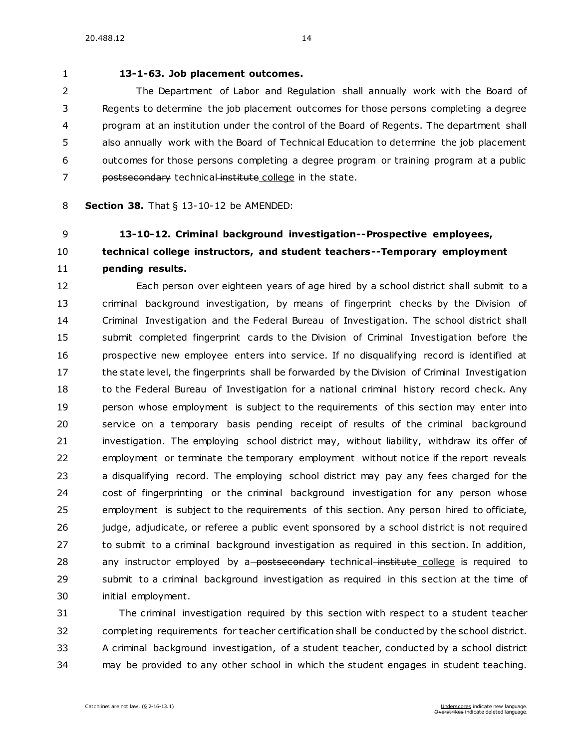**13-1-63. Job placement outcomes.**

The Department of Labor and Regulation shall annually work with the Board of Regents to determine the job placement outcomes for those persons completing a degree program at an institution under the control of the Board of Regents. The department shall also annually work with the Board of Technical Education to determine the job placement outcomes for those persons completing a degree program or training program at a public ~~postsecondary~~ technical ~~institute~~ college in the state.

**Section 38.** That § 13-10-12 be AMENDED:

**13-10-12. Criminal background investigation--Prospective employees, technical college instructors, and student teachers--Temporary employment pending results.**

Each person over eighteen years of age hired by a school district shall submit to a criminal background investigation, by means of fingerprint checks by the Division of Criminal Investigation and the Federal Bureau of Investigation. The school district shall submit completed fingerprint cards to the Division of Criminal Investigation before the prospective new employee enters into service. If no disqualifying record is identified at the state level, the fingerprints shall be forwarded by the Division of Criminal Investigation to the Federal Bureau of Investigation for a national criminal history record check. Any person whose employment is subject to the requirements of this section may enter into service on a temporary basis pending receipt of results of the criminal background investigation. The employing school district may, without liability, withdraw its offer of employment or terminate the temporary employment without notice if the report reveals a disqualifying record. The employing school district may pay any fees charged for the cost of fingerprinting or the criminal background investigation for any person whose employment is subject to the requirements of this section. Any person hired to officiate, judge, adjudicate, or referee a public event sponsored by a school district is not required to submit to a criminal background investigation as required in this section. In addition, any instructor employed by a ~~postsecondary~~ technical ~~institute~~ college is required to submit to a criminal background investigation as required in this section at the time of initial employment.

The criminal investigation required by this section with respect to a student teacher completing requirements for teacher certification shall be conducted by the school district. A criminal background investigation, of a student teacher, conducted by a school district may be provided to any other school in which the student engages in student teaching.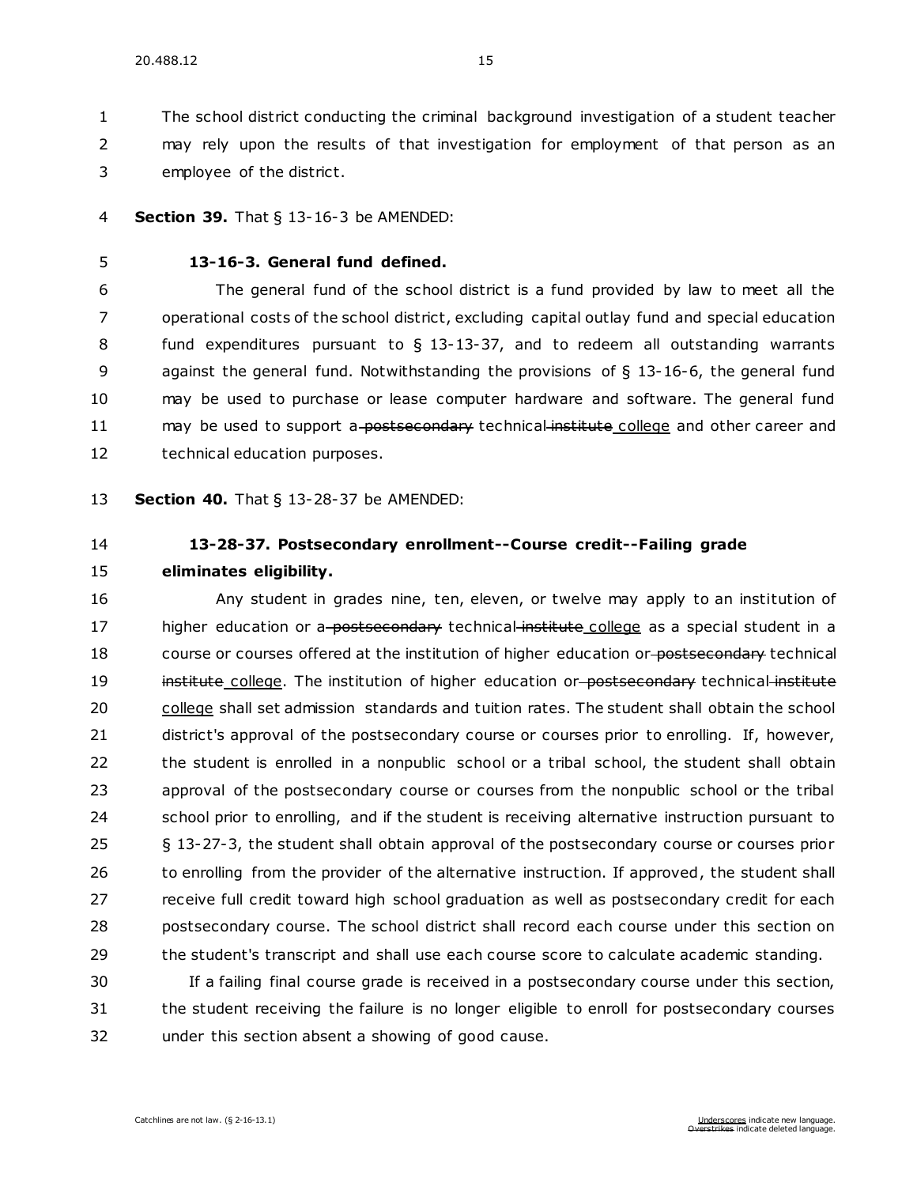The school district conducting the criminal background investigation of a student teacher may rely upon the results of that investigation for employment of that person as an employee of the district.

**Section 39.** That § 13-16-3 be AMENDED:

**13-16-3. General fund defined.**

The general fund of the school district is a fund provided by law to meet all the operational costs of the school district, excluding capital outlay fund and special education fund expenditures pursuant to § 13-13-37, and to redeem all outstanding warrants against the general fund. Notwithstanding the provisions of § 13-16-6, the general fund may be used to purchase or lease computer hardware and software. The general fund may be used to support a ~~postsecondary~~ technical ~~institute~~ <u>college</u> and other career and technical education purposes.

**Section 40.** That § 13-28-37 be AMENDED:

**13-28-37. Postsecondary enrollment--Course credit--Failing grade eliminates eligibility.**

Any student in grades nine, ten, eleven, or twelve may apply to an institution of higher education or a ~~postsecondary~~ technical ~~institute~~ <u>college</u> as a special student in a course or courses offered at the institution of higher education or ~~postsecondary~~ technical ~~institute~~ <u>college</u>. The institution of higher education or ~~postsecondary~~ technical ~~institute~~ <u>college</u> shall set admission standards and tuition rates. The student shall obtain the school district's approval of the postsecondary course or courses prior to enrolling. If, however, the student is enrolled in a nonpublic school or a tribal school, the student shall obtain approval of the postsecondary course or courses from the nonpublic school or the tribal school prior to enrolling, and if the student is receiving alternative instruction pursuant to § 13-27-3, the student shall obtain approval of the postsecondary course or courses prior to enrolling from the provider of the alternative instruction. If approved, the student shall receive full credit toward high school graduation as well as postsecondary credit for each postsecondary course. The school district shall record each course under this section on the student's transcript and shall use each course score to calculate academic standing.

If a failing final course grade is received in a postsecondary course under this section, the student receiving the failure is no longer eligible to enroll for postsecondary courses under this section absent a showing of good cause.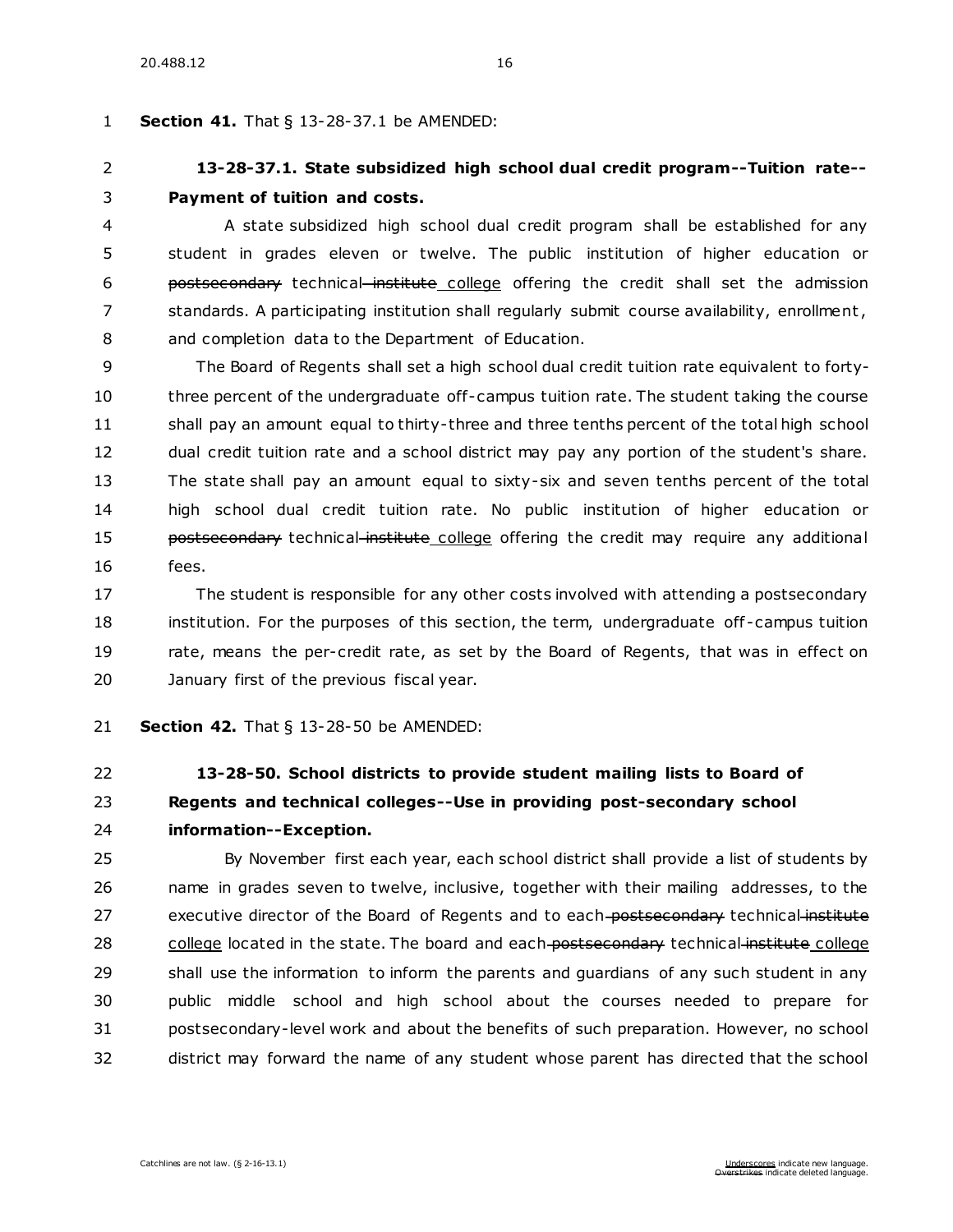**Section 41.** That § 13-28-37.1 be AMENDED:

**13-28-37.1. State subsidized high school dual credit program--Tuition rate--Payment of tuition and costs.**

A state subsidized high school dual credit program shall be established for any student in grades eleven or twelve. The public institution of higher education or ~~postsecondary~~ technical ~~institute~~ college offering the credit shall set the admission standards. A participating institution shall regularly submit course availability, enrollment, and completion data to the Department of Education.

The Board of Regents shall set a high school dual credit tuition rate equivalent to forty-three percent of the undergraduate off-campus tuition rate. The student taking the course shall pay an amount equal to thirty-three and three tenths percent of the total high school dual credit tuition rate and a school district may pay any portion of the student's share. The state shall pay an amount equal to sixty-six and seven tenths percent of the total high school dual credit tuition rate. No public institution of higher education or ~~postsecondary~~ technical ~~institute~~ college offering the credit may require any additional fees.

The student is responsible for any other costs involved with attending a postsecondary institution. For the purposes of this section, the term, undergraduate off-campus tuition rate, means the per-credit rate, as set by the Board of Regents, that was in effect on January first of the previous fiscal year.

**Section 42.** That § 13-28-50 be AMENDED:

**13-28-50. School districts to provide student mailing lists to Board of Regents and technical colleges--Use in providing post-secondary school information--Exception.**

By November first each year, each school district shall provide a list of students by name in grades seven to twelve, inclusive, together with their mailing addresses, to the executive director of the Board of Regents and to each ~~postsecondary~~ technical ~~institute~~ college located in the state. The board and each ~~postsecondary~~ technical ~~institute~~ college shall use the information to inform the parents and guardians of any such student in any public middle school and high school about the courses needed to prepare for postsecondary-level work and about the benefits of such preparation. However, no school district may forward the name of any student whose parent has directed that the school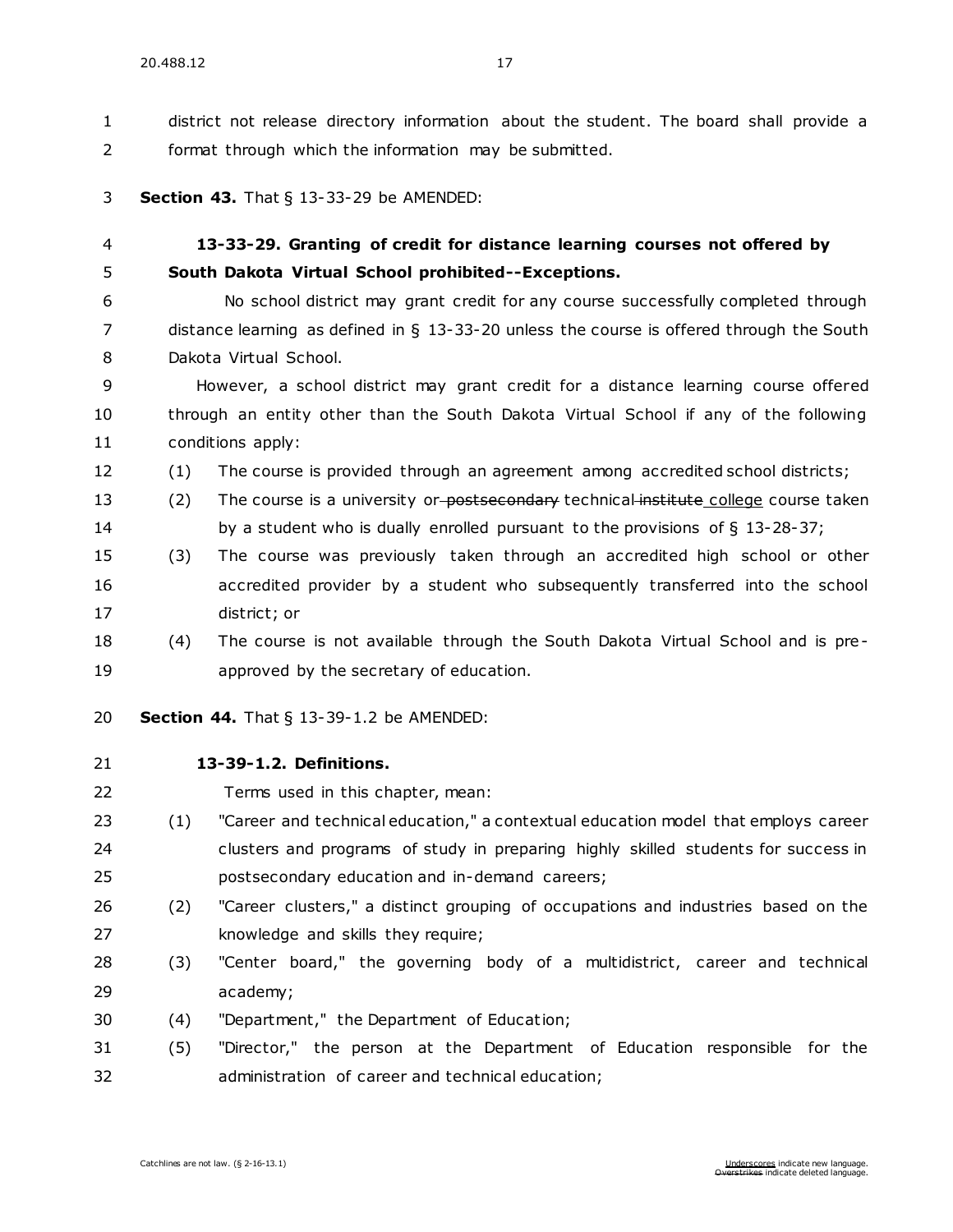district not release directory information about the student. The board shall provide a format through which the information may be submitted.

**Section 43.** That § 13-33-29 be AMENDED:

**13-33-29. Granting of credit for distance learning courses not offered by South Dakota Virtual School prohibited--Exceptions.**

No school district may grant credit for any course successfully completed through distance learning as defined in § 13-33-20 unless the course is offered through the South Dakota Virtual School.

However, a school district may grant credit for a distance learning course offered through an entity other than the South Dakota Virtual School if any of the following conditions apply:

(1) The course is provided through an agreement among accredited school districts;

(2) The course is a university or ~~postsecondary~~ technical ~~institute~~ college course taken by a student who is dually enrolled pursuant to the provisions of § 13-28-37;

(3) The course was previously taken through an accredited high school or other accredited provider by a student who subsequently transferred into the school district; or

(4) The course is not available through the South Dakota Virtual School and is pre-approved by the secretary of education.

**Section 44.** That § 13-39-1.2 be AMENDED:

**13-39-1.2. Definitions.**

Terms used in this chapter, mean:

(1) "Career and technical education," a contextual education model that employs career clusters and programs of study in preparing highly skilled students for success in postsecondary education and in-demand careers;

(2) "Career clusters," a distinct grouping of occupations and industries based on the knowledge and skills they require;

(3) "Center board," the governing body of a multidistrict, career and technical academy;

(4) "Department," the Department of Education;

(5) "Director," the person at the Department of Education responsible for the administration of career and technical education;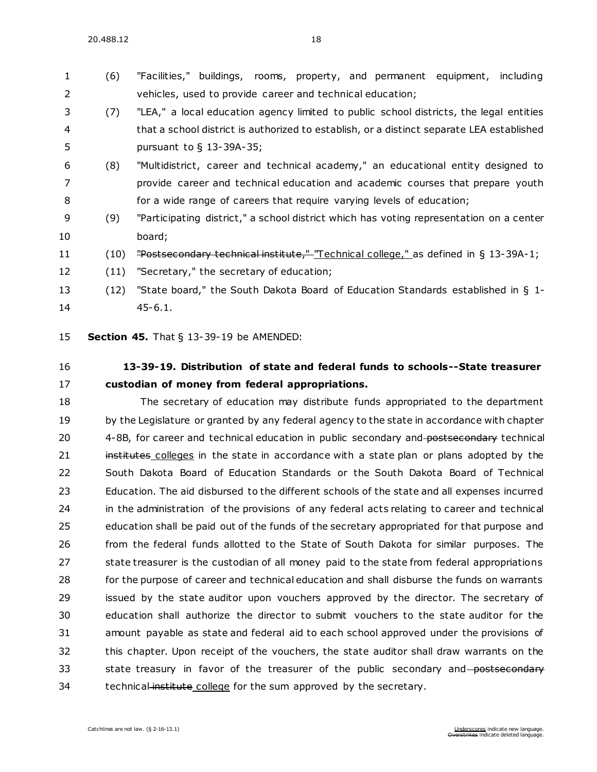(6) "Facilities," buildings, rooms, property, and permanent equipment, including vehicles, used to provide career and technical education;

(7) "LEA," a local education agency limited to public school districts, the legal entities that a school district is authorized to establish, or a distinct separate LEA established pursuant to § 13-39A-35;

(8) "Multidistrict, career and technical academy," an educational entity designed to provide career and technical education and academic courses that prepare youth for a wide range of careers that require varying levels of education;

(9) "Participating district," a school district which has voting representation on a center board;

(10) ~~"Postsecondary technical institute,"~~ "Technical college," as defined in § 13-39A-1;

(11) "Secretary," the secretary of education;

(12) "State board," the South Dakota Board of Education Standards established in § 1-45-6.1.

**Section 45.** That § 13-39-19 be AMENDED:

**13-39-19. Distribution of state and federal funds to schools--State treasurer custodian of money from federal appropriations.**

The secretary of education may distribute funds appropriated to the department by the Legislature or granted by any federal agency to the state in accordance with chapter 4-8B, for career and technical education in public secondary and ~~postsecondary~~ technical ~~institutes~~ colleges in the state in accordance with a state plan or plans adopted by the South Dakota Board of Education Standards or the South Dakota Board of Technical Education. The aid disbursed to the different schools of the state and all expenses incurred in the administration of the provisions of any federal acts relating to career and technical education shall be paid out of the funds of the secretary appropriated for that purpose and from the federal funds allotted to the State of South Dakota for similar purposes. The state treasurer is the custodian of all money paid to the state from federal appropriations for the purpose of career and technical education and shall disburse the funds on warrants issued by the state auditor upon vouchers approved by the director. The secretary of education shall authorize the director to submit vouchers to the state auditor for the amount payable as state and federal aid to each school approved under the provisions of this chapter. Upon receipt of the vouchers, the state auditor shall draw warrants on the state treasury in favor of the treasurer of the public secondary and ~~postsecondary~~ technical ~~institute~~ college for the sum approved by the secretary.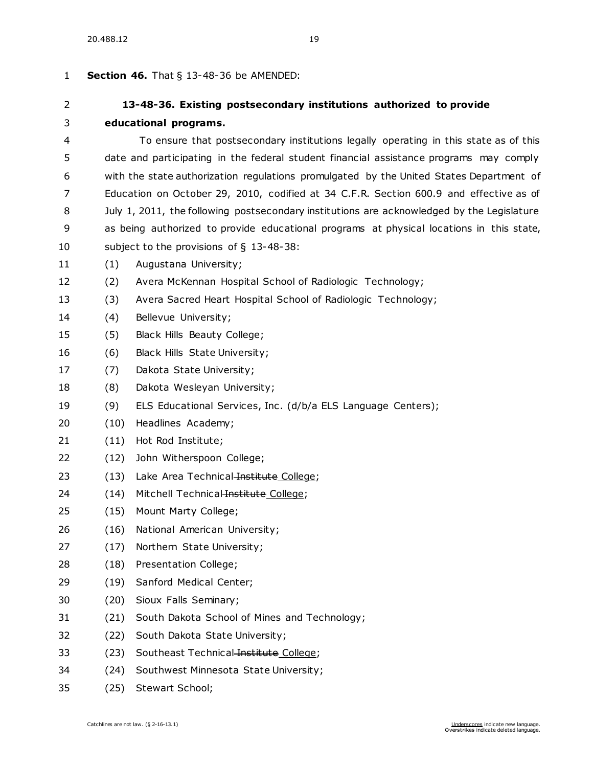**Section 46.** That § 13-48-36 be AMENDED:

**13-48-36. Existing postsecondary institutions authorized to provide educational programs.**

To ensure that postsecondary institutions legally operating in this state as of this date and participating in the federal student financial assistance programs may comply with the state authorization regulations promulgated by the United States Department of Education on October 29, 2010, codified at 34 C.F.R. Section 600.9 and effective as of July 1, 2011, the following postsecondary institutions are acknowledged by the Legislature as being authorized to provide educational programs at physical locations in this state, subject to the provisions of § 13-48-38:

(1) Augustana University;

(2) Avera McKennan Hospital School of Radiologic Technology;

(3) Avera Sacred Heart Hospital School of Radiologic Technology;

(4) Bellevue University;

(5) Black Hills Beauty College;

(6) Black Hills State University;

(7) Dakota State University;

(8) Dakota Wesleyan University;

(9) ELS Educational Services, Inc. (d/b/a ELS Language Centers);

(10) Headlines Academy;

(11) Hot Rod Institute;

(12) John Witherspoon College;

(13) Lake Area Technical ~~Institute~~ <u>College</u>;

(14) Mitchell Technical ~~Institute~~ <u>College</u>;

(15) Mount Marty College;

(16) National American University;

(17) Northern State University;

(18) Presentation College;

(19) Sanford Medical Center;

(20) Sioux Falls Seminary;

(21) South Dakota School of Mines and Technology;

(22) South Dakota State University;

(23) Southeast Technical ~~Institute~~ <u>College</u>;

(24) Southwest Minnesota State University;

(25) Stewart School;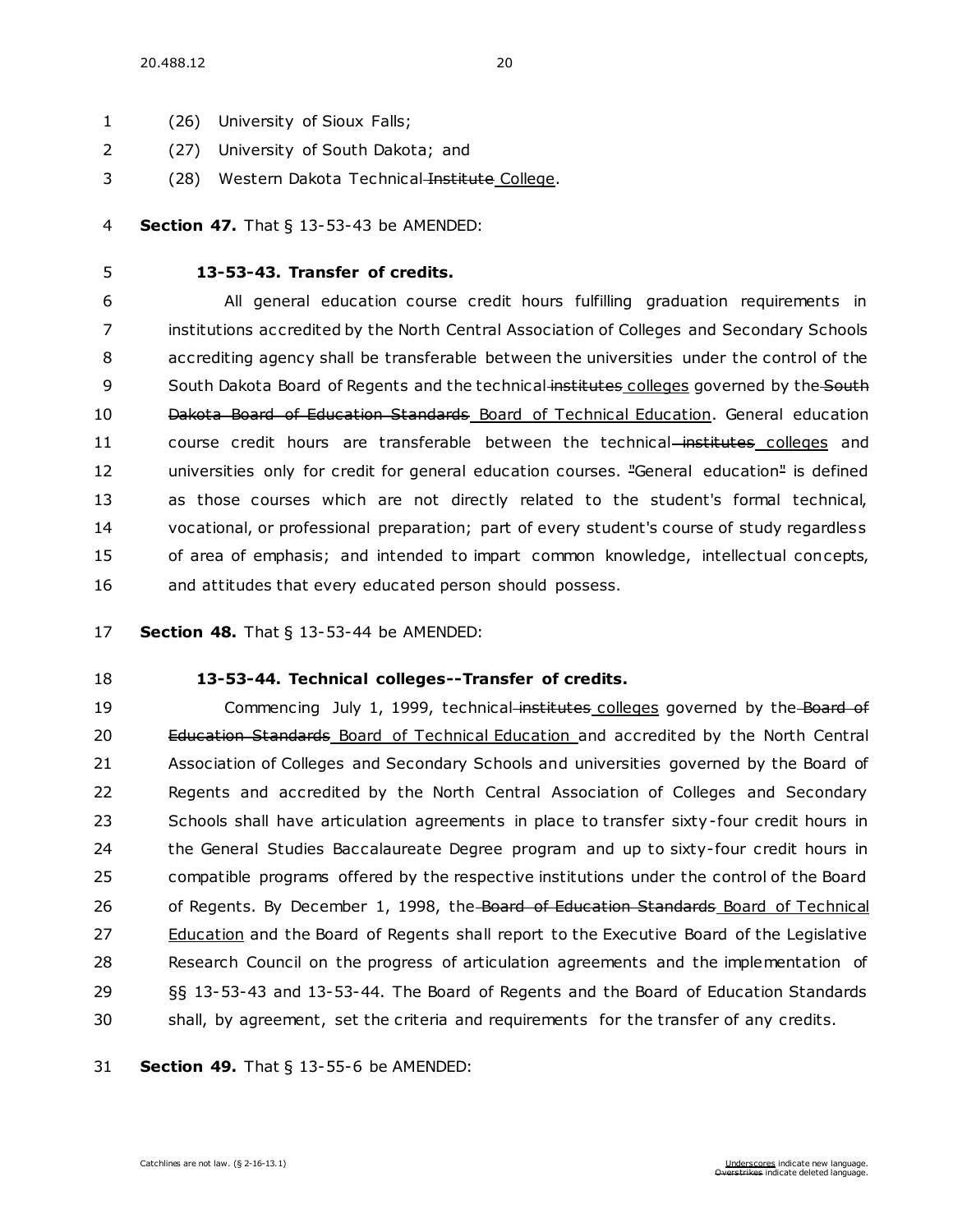(26) University of Sioux Falls;

(27) University of South Dakota; and

(28) Western Dakota Technical ~~Institute~~ College.

**Section 47.** That § 13-53-43 be AMENDED:

**13-53-43. Transfer of credits.**

All general education course credit hours fulfilling graduation requirements in institutions accredited by the North Central Association of Colleges and Secondary Schools accrediting agency shall be transferable between the universities under the control of the South Dakota Board of Regents and the technical ~~institutes~~ colleges governed by the ~~South Dakota Board of Education Standards~~ Board of Technical Education. General education course credit hours are transferable between the technical ~~institutes~~ colleges and universities only for credit for general education courses. "General education" is defined as those courses which are not directly related to the student's formal technical, vocational, or professional preparation; part of every student's course of study regardless of area of emphasis; and intended to impart common knowledge, intellectual concepts, and attitudes that every educated person should possess.

**Section 48.** That § 13-53-44 be AMENDED:

**13-53-44. Technical colleges--Transfer of credits.**

Commencing July 1, 1999, technical ~~institutes~~ colleges governed by the ~~Board of Education Standards~~ Board of Technical Education and accredited by the North Central Association of Colleges and Secondary Schools and universities governed by the Board of Regents and accredited by the North Central Association of Colleges and Secondary Schools shall have articulation agreements in place to transfer sixty-four credit hours in the General Studies Baccalaureate Degree program and up to sixty-four credit hours in compatible programs offered by the respective institutions under the control of the Board of Regents. By December 1, 1998, the ~~Board of Education Standards~~ Board of Technical Education and the Board of Regents shall report to the Executive Board of the Legislative Research Council on the progress of articulation agreements and the implementation of §§ 13-53-43 and 13-53-44. The Board of Regents and the Board of Education Standards shall, by agreement, set the criteria and requirements for the transfer of any credits.

**Section 49.** That § 13-55-6 be AMENDED: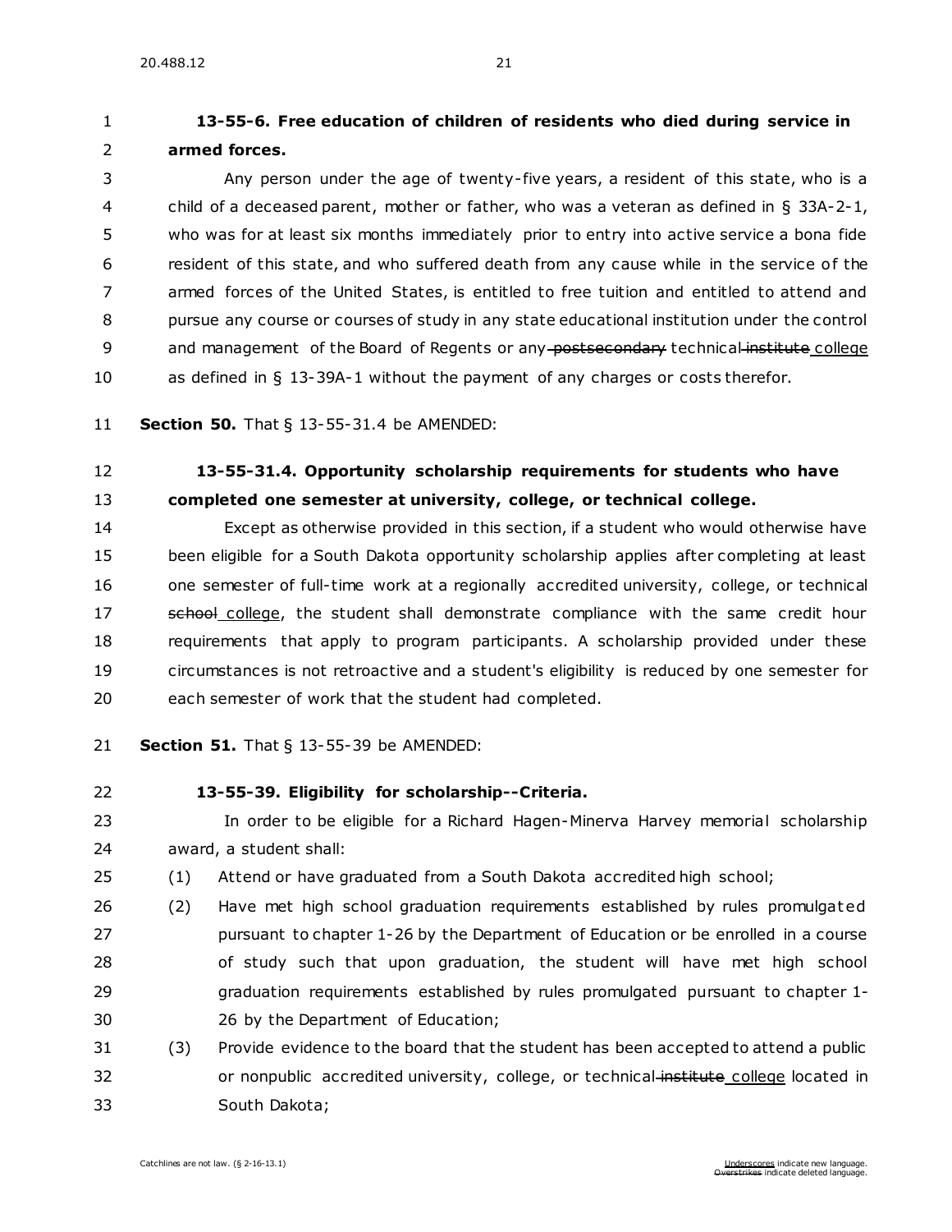**13-55-6. Free education of children of residents who died during service in armed forces.**

Any person under the age of twenty-five years, a resident of this state, who is a child of a deceased parent, mother or father, who was a veteran as defined in § 33A-2-1, who was for at least six months immediately prior to entry into active service a bona fide resident of this state, and who suffered death from any cause while in the service of the armed forces of the United States, is entitled to free tuition and entitled to attend and pursue any course or courses of study in any state educational institution under the control and management of the Board of Regents or any ~~postsecondary~~ technical ~~institute~~ <u>college</u> as defined in § 13-39A-1 without the payment of any charges or costs therefor.

**Section 50.** That § 13-55-31.4 be AMENDED:

**13-55-31.4. Opportunity scholarship requirements for students who have completed one semester at university, college, or technical college.**

Except as otherwise provided in this section, if a student who would otherwise have been eligible for a South Dakota opportunity scholarship applies after completing at least one semester of full-time work at a regionally accredited university, college, or technical ~~school~~ <u>college</u>, the student shall demonstrate compliance with the same credit hour requirements that apply to program participants. A scholarship provided under these circumstances is not retroactive and a student's eligibility is reduced by one semester for each semester of work that the student had completed.

**Section 51.** That § 13-55-39 be AMENDED:

**13-55-39. Eligibility for scholarship--Criteria.**

In order to be eligible for a Richard Hagen-Minerva Harvey memorial scholarship award, a student shall:

(1) Attend or have graduated from a South Dakota accredited high school;

(2) Have met high school graduation requirements established by rules promulgated pursuant to chapter 1-26 by the Department of Education or be enrolled in a course of study such that upon graduation, the student will have met high school graduation requirements established by rules promulgated pursuant to chapter 1-26 by the Department of Education;

(3) Provide evidence to the board that the student has been accepted to attend a public or nonpublic accredited university, college, or technical ~~institute~~ <u>college</u> located in South Dakota;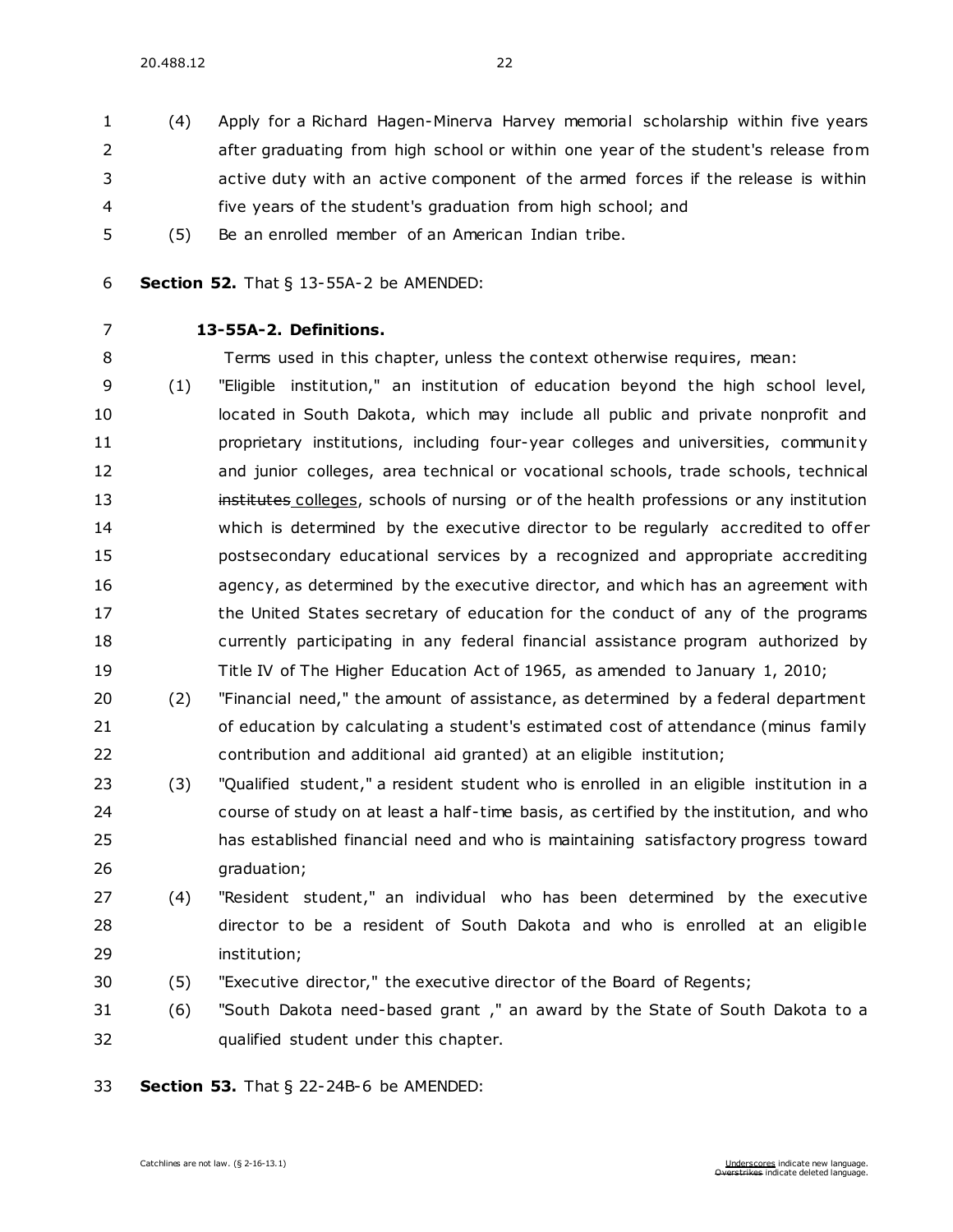(4) Apply for a Richard Hagen-Minerva Harvey memorial scholarship within five years after graduating from high school or within one year of the student's release from active duty with an active component of the armed forces if the release is within five years of the student's graduation from high school; and

(5) Be an enrolled member of an American Indian tribe.

**Section 52.** That § 13-55A-2 be AMENDED:

**13-55A-2. Definitions.**

Terms used in this chapter, unless the context otherwise requires, mean:

(1) "Eligible institution," an institution of education beyond the high school level, located in South Dakota, which may include all public and private nonprofit and proprietary institutions, including four-year colleges and universities, community and junior colleges, area technical or vocational schools, trade schools, technical ~~institutes~~ colleges, schools of nursing or of the health professions or any institution which is determined by the executive director to be regularly accredited to offer postsecondary educational services by a recognized and appropriate accrediting agency, as determined by the executive director, and which has an agreement with the United States secretary of education for the conduct of any of the programs currently participating in any federal financial assistance program authorized by Title IV of The Higher Education Act of 1965, as amended to January 1, 2010;

(2) "Financial need," the amount of assistance, as determined by a federal department of education by calculating a student's estimated cost of attendance (minus family contribution and additional aid granted) at an eligible institution;

(3) "Qualified student," a resident student who is enrolled in an eligible institution in a course of study on at least a half-time basis, as certified by the institution, and who has established financial need and who is maintaining satisfactory progress toward graduation;

(4) "Resident student," an individual who has been determined by the executive director to be a resident of South Dakota and who is enrolled at an eligible institution;

(5) "Executive director," the executive director of the Board of Regents;

(6) "South Dakota need-based grant ," an award by the State of South Dakota to a qualified student under this chapter.

**Section 53.** That § 22-24B-6 be AMENDED: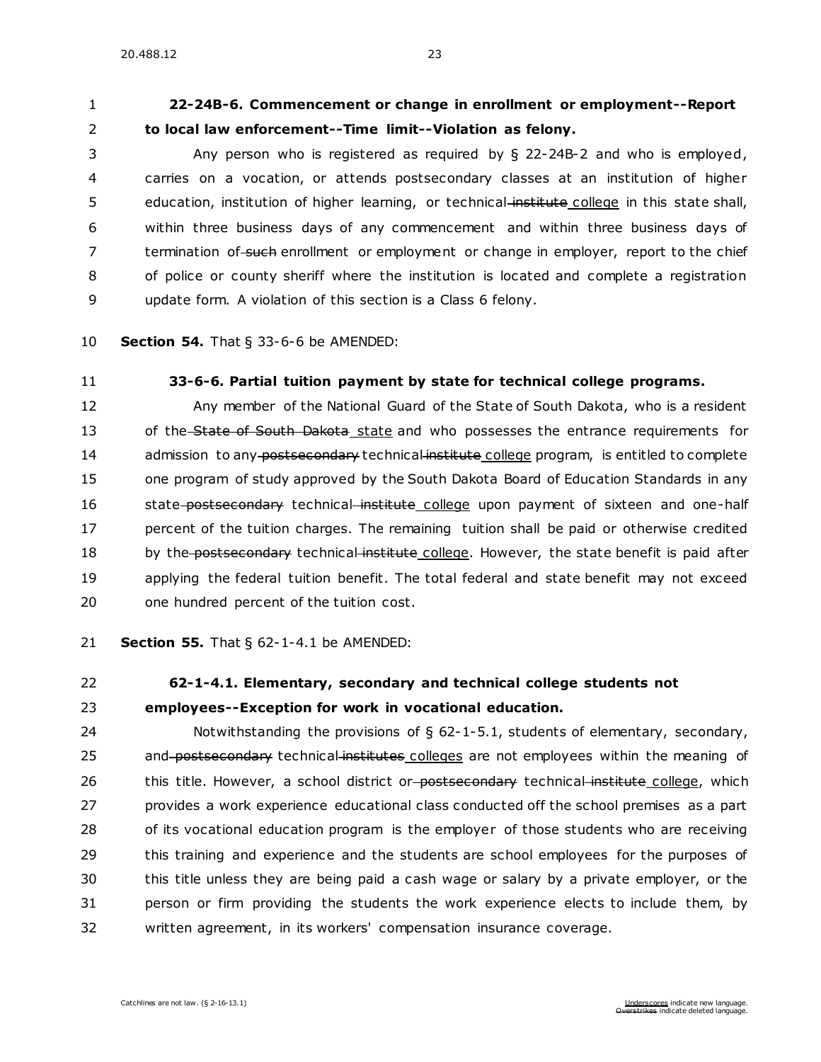**22-24B-6. Commencement or change in enrollment or employment--Report to local law enforcement--Time limit--Violation as felony.**

Any person who is registered as required by § 22-24B-2 and who is employed, carries on a vocation, or attends postsecondary classes at an institution of higher education, institution of higher learning, or technical ~~institute~~ college in this state shall, within three business days of any commencement and within three business days of termination of ~~such~~ enrollment or employment or change in employer, report to the chief of police or county sheriff where the institution is located and complete a registration update form. A violation of this section is a Class 6 felony.

**Section 54.** That § 33-6-6 be AMENDED:

**33-6-6. Partial tuition payment by state for technical college programs.**

Any member of the National Guard of the State of South Dakota, who is a resident of the ~~State of South Dakota~~ state and who possesses the entrance requirements for admission to any ~~postsecondary~~ technical ~~institute~~ college program, is entitled to complete one program of study approved by the South Dakota Board of Education Standards in any state ~~postsecondary~~ technical ~~institute~~ college upon payment of sixteen and one-half percent of the tuition charges. The remaining tuition shall be paid or otherwise credited by the ~~postsecondary~~ technical ~~institute~~ college. However, the state benefit is paid after applying the federal tuition benefit. The total federal and state benefit may not exceed one hundred percent of the tuition cost.

**Section 55.** That § 62-1-4.1 be AMENDED:

**62-1-4.1. Elementary, secondary and technical college students not employees--Exception for work in vocational education.**

Notwithstanding the provisions of § 62-1-5.1, students of elementary, secondary, and ~~postsecondary~~ technical ~~institutes~~ colleges are not employees within the meaning of this title. However, a school district or ~~postsecondary~~ technical ~~institute~~ college, which provides a work experience educational class conducted off the school premises as a part of its vocational education program is the employer of those students who are receiving this training and experience and the students are school employees for the purposes of this title unless they are being paid a cash wage or salary by a private employer, or the person or firm providing the students the work experience elects to include them, by written agreement, in its workers' compensation insurance coverage.